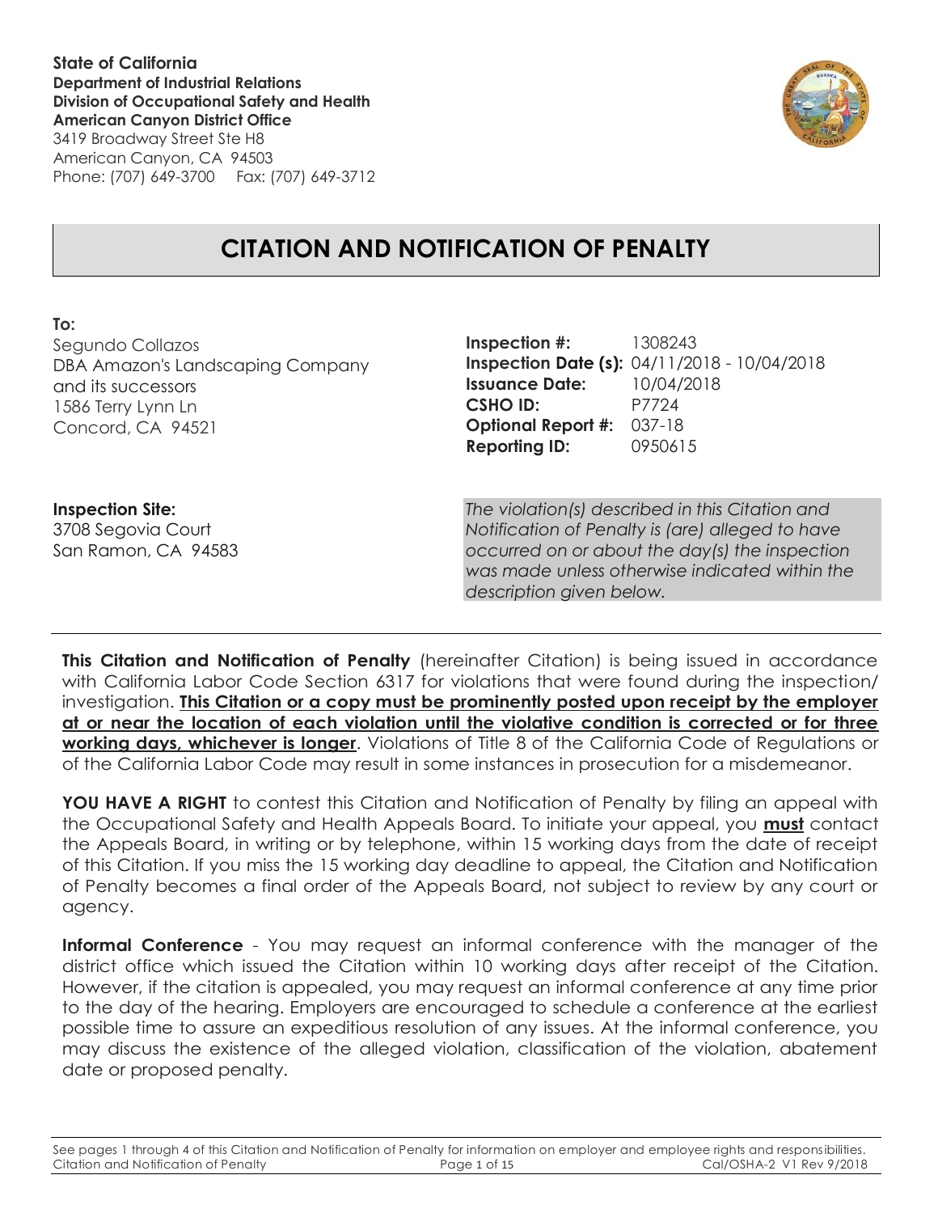**State of California**
**Department of Industrial Relations**
**Division of Occupational Safety and Health**
**American Canyon District Office**
3419 Broadway Street Ste H8
American Canyon, CA 94503
Phone: (707) 649-3700 Fax: (707) 649-3712

# CITATION AND NOTIFICATION OF PENALTY

**To:**
Segundo Collazos
DBA Amazon's Landscaping Company
and its successors
1586 Terry Lynn Ln
Concord, CA 94521

**Inspection #:** 1308243
**Inspection Date (s):** 04/11/2018 - 10/04/2018
**Issuance Date:** 10/04/2018
**CSHO ID:** P7724
**Optional Report #:** 037-18
**Reporting ID:** 0950615

**Inspection Site:**
3708 Segovia Court
San Ramon, CA 94583

*The violation(s) described in this Citation and Notification of Penalty is (are) alleged to have occurred on or about the day(s) the inspection was made unless otherwise indicated within the description given below.*

**This Citation and Notification of Penalty** (hereinafter Citation) is being issued in accordance with California Labor Code Section 6317 for violations that were found during the inspection/ investigation. **This Citation or a copy must be prominently posted upon receipt by the employer at or near the location of each violation until the violative condition is corrected or for three working days, whichever is longer**. Violations of Title 8 of the California Code of Regulations or of the California Labor Code may result in some instances in prosecution for a misdemeanor.

**YOU HAVE A RIGHT** to contest this Citation and Notification of Penalty by filing an appeal with the Occupational Safety and Health Appeals Board. To initiate your appeal, you **must** contact the Appeals Board, in writing or by telephone, within 15 working days from the date of receipt of this Citation. If you miss the 15 working day deadline to appeal, the Citation and Notification of Penalty becomes a final order of the Appeals Board, not subject to review by any court or agency.

**Informal Conference** - You may request an informal conference with the manager of the district office which issued the Citation within 10 working days after receipt of the Citation. However, if the citation is appealed, you may request an informal conference at any time prior to the day of the hearing. Employers are encouraged to schedule a conference at the earliest possible time to assure an expeditious resolution of any issues. At the informal conference, you may discuss the existence of the alleged violation, classification of the violation, abatement date or proposed penalty.

See pages 1 through 4 of this Citation and Notification of Penalty for information on employer and employee rights and responsibilities.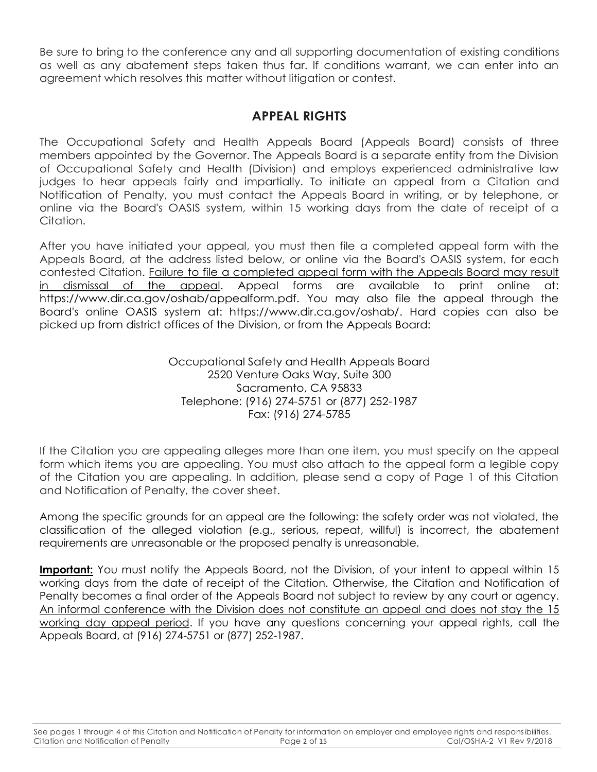Be sure to bring to the conference any and all supporting documentation of existing conditions as well as any abatement steps taken thus far. If conditions warrant, we can enter into an agreement which resolves this matter without litigation or contest.

## APPEAL RIGHTS

The Occupational Safety and Health Appeals Board (Appeals Board) consists of three members appointed by the Governor. The Appeals Board is a separate entity from the Division of Occupational Safety and Health (Division) and employs experienced administrative law judges to hear appeals fairly and impartially. To initiate an appeal from a Citation and Notification of Penalty, you must contact the Appeals Board in writing, or by telephone, or online via the Board's OASIS system, within 15 working days from the date of receipt of a Citation.

After you have initiated your appeal, you must then file a completed appeal form with the Appeals Board, at the address listed below, or online via the Board's OASIS system, for each contested Citation. <u>Failure to file a completed appeal form with the Appeals Board may result in dismissal of the appeal</u>. Appeal forms are available to print online at: https://www.dir.ca.gov/oshab/appealform.pdf. You may also file the appeal through the Board's online OASIS system at: https://www.dir.ca.gov/oshab/. Hard copies can also be picked up from district offices of the Division, or from the Appeals Board:

Occupational Safety and Health Appeals Board
2520 Venture Oaks Way, Suite 300
Sacramento, CA 95833
Telephone: (916) 274-5751 or (877) 252-1987
Fax: (916) 274-5785

If the Citation you are appealing alleges more than one item, you must specify on the appeal form which items you are appealing. You must also attach to the appeal form a legible copy of the Citation you are appealing. In addition, please send a copy of Page 1 of this Citation and Notification of Penalty, the cover sheet.

Among the specific grounds for an appeal are the following: the safety order was not violated, the classification of the alleged violation (e.g., serious, repeat, willful) is incorrect, the abatement requirements are unreasonable or the proposed penalty is unreasonable.

**<u>Important:</u>** You must notify the Appeals Board, not the Division, of your intent to appeal within 15 working days from the date of receipt of the Citation. Otherwise, the Citation and Notification of Penalty becomes a final order of the Appeals Board not subject to review by any court or agency. <u>An informal conference with the Division does not constitute an appeal and does not stay the 15 working day appeal period</u>. If you have any questions concerning your appeal rights, call the Appeals Board, at (916) 274-5751 or (877) 252-1987.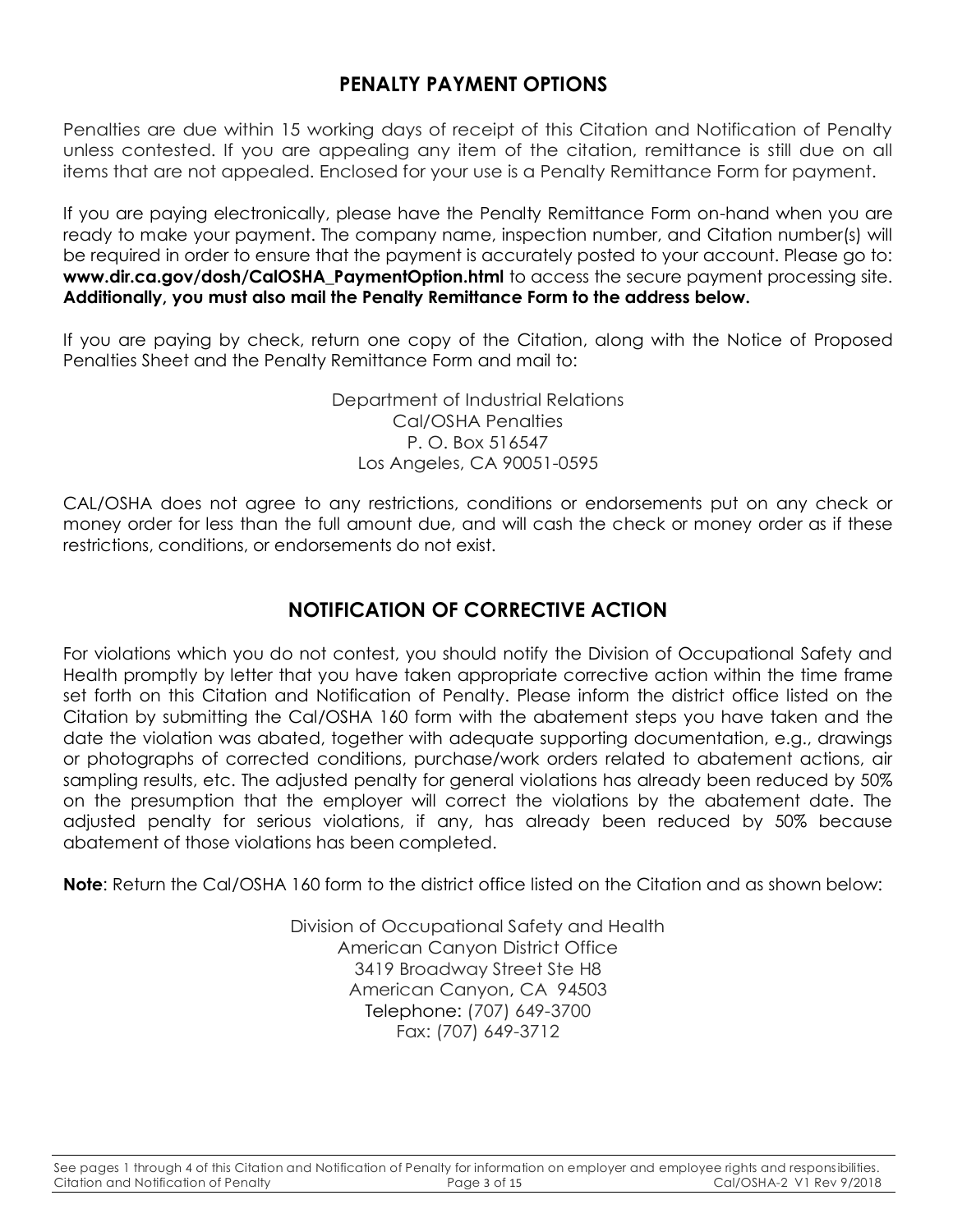## PENALTY PAYMENT OPTIONS

Penalties are due within 15 working days of receipt of this Citation and Notification of Penalty unless contested. If you are appealing any item of the citation, remittance is still due on all items that are not appealed. Enclosed for your use is a Penalty Remittance Form for payment.

If you are paying electronically, please have the Penalty Remittance Form on-hand when you are ready to make your payment. The company name, inspection number, and Citation number(s) will be required in order to ensure that the payment is accurately posted to your account. Please go to: **www.dir.ca.gov/dosh/CalOSHA_PaymentOption.html** to access the secure payment processing site. **Additionally, you must also mail the Penalty Remittance Form to the address below.**

If you are paying by check, return one copy of the Citation, along with the Notice of Proposed Penalties Sheet and the Penalty Remittance Form and mail to:

Department of Industrial Relations
Cal/OSHA Penalties
P. O. Box 516547
Los Angeles, CA 90051-0595

CAL/OSHA does not agree to any restrictions, conditions or endorsements put on any check or money order for less than the full amount due, and will cash the check or money order as if these restrictions, conditions, or endorsements do not exist.

## NOTIFICATION OF CORRECTIVE ACTION

For violations which you do not contest, you should notify the Division of Occupational Safety and Health promptly by letter that you have taken appropriate corrective action within the time frame set forth on this Citation and Notification of Penalty. Please inform the district office listed on the Citation by submitting the Cal/OSHA 160 form with the abatement steps you have taken and the date the violation was abated, together with adequate supporting documentation, e.g., drawings or photographs of corrected conditions, purchase/work orders related to abatement actions, air sampling results, etc. The adjusted penalty for general violations has already been reduced by 50% on the presumption that the employer will correct the violations by the abatement date. The adjusted penalty for serious violations, if any, has already been reduced by 50% because abatement of those violations has been completed.

**Note**: Return the Cal/OSHA 160 form to the district office listed on the Citation and as shown below:

Division of Occupational Safety and Health
American Canyon District Office
3419 Broadway Street Ste H8
American Canyon, CA 94503
Telephone: (707) 649-3700
Fax: (707) 649-3712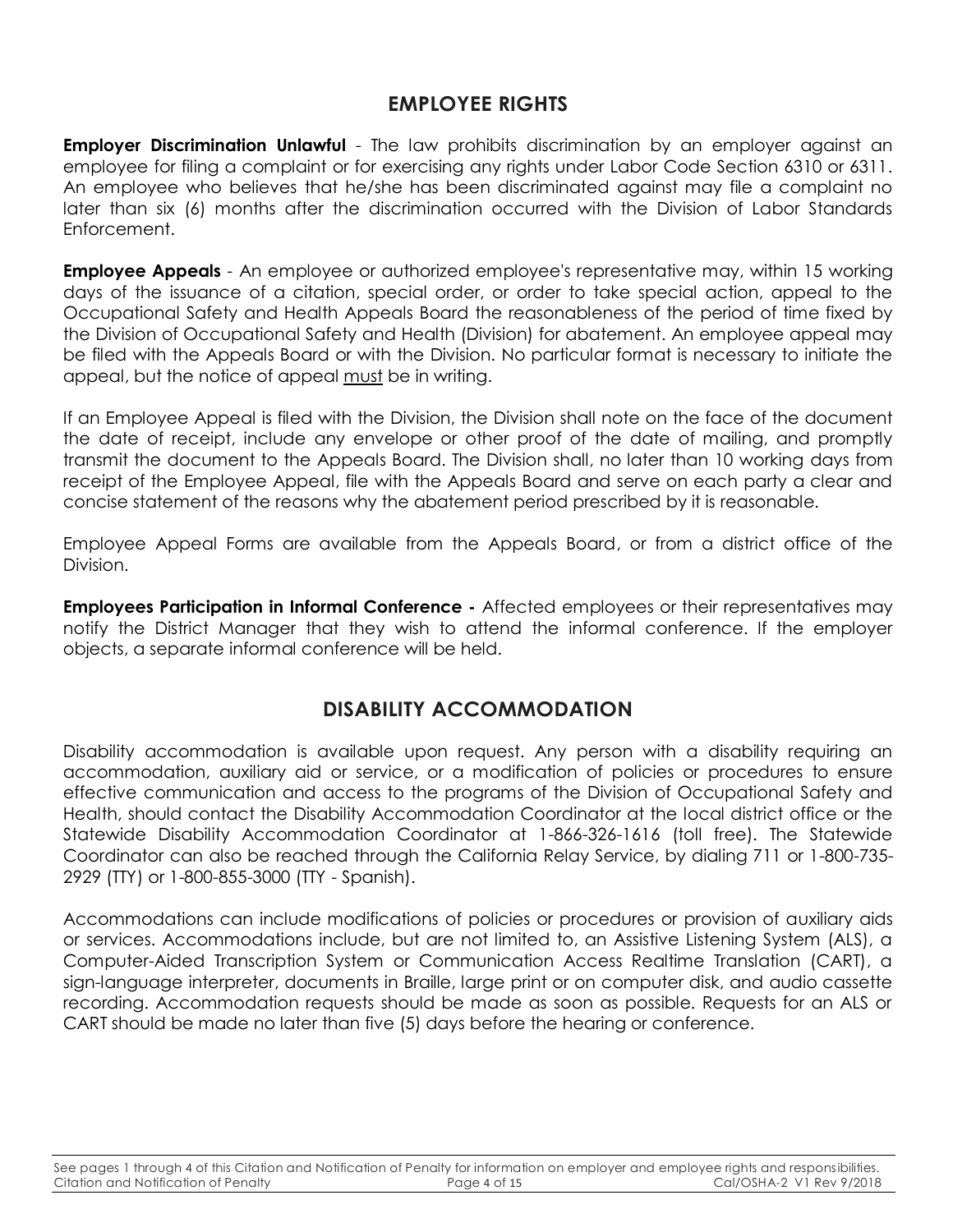## EMPLOYEE RIGHTS

**Employer Discrimination Unlawful** - The law prohibits discrimination by an employer against an employee for filing a complaint or for exercising any rights under Labor Code Section 6310 or 6311. An employee who believes that he/she has been discriminated against may file a complaint no later than six (6) months after the discrimination occurred with the Division of Labor Standards Enforcement.

**Employee Appeals** - An employee or authorized employee's representative may, within 15 working days of the issuance of a citation, special order, or order to take special action, appeal to the Occupational Safety and Health Appeals Board the reasonableness of the period of time fixed by the Division of Occupational Safety and Health (Division) for abatement. An employee appeal may be filed with the Appeals Board or with the Division. No particular format is necessary to initiate the appeal, but the notice of appeal <u>must</u> be in writing.

If an Employee Appeal is filed with the Division, the Division shall note on the face of the document the date of receipt, include any envelope or other proof of the date of mailing, and promptly transmit the document to the Appeals Board. The Division shall, no later than 10 working days from receipt of the Employee Appeal, file with the Appeals Board and serve on each party a clear and concise statement of the reasons why the abatement period prescribed by it is reasonable.

Employee Appeal Forms are available from the Appeals Board, or from a district office of the Division.

**Employees Participation in Informal Conference -** Affected employees or their representatives may notify the District Manager that they wish to attend the informal conference. If the employer objects, a separate informal conference will be held.

## DISABILITY ACCOMMODATION

Disability accommodation is available upon request. Any person with a disability requiring an accommodation, auxiliary aid or service, or a modification of policies or procedures to ensure effective communication and access to the programs of the Division of Occupational Safety and Health, should contact the Disability Accommodation Coordinator at the local district office or the Statewide Disability Accommodation Coordinator at 1-866-326-1616 (toll free). The Statewide Coordinator can also be reached through the California Relay Service, by dialing 711 or 1-800-735-2929 (TTY) or 1-800-855-3000 (TTY - Spanish).

Accommodations can include modifications of policies or procedures or provision of auxiliary aids or services. Accommodations include, but are not limited to, an Assistive Listening System (ALS), a Computer-Aided Transcription System or Communication Access Realtime Translation (CART), a sign-language interpreter, documents in Braille, large print or on computer disk, and audio cassette recording. Accommodation requests should be made as soon as possible. Requests for an ALS or CART should be made no later than five (5) days before the hearing or conference.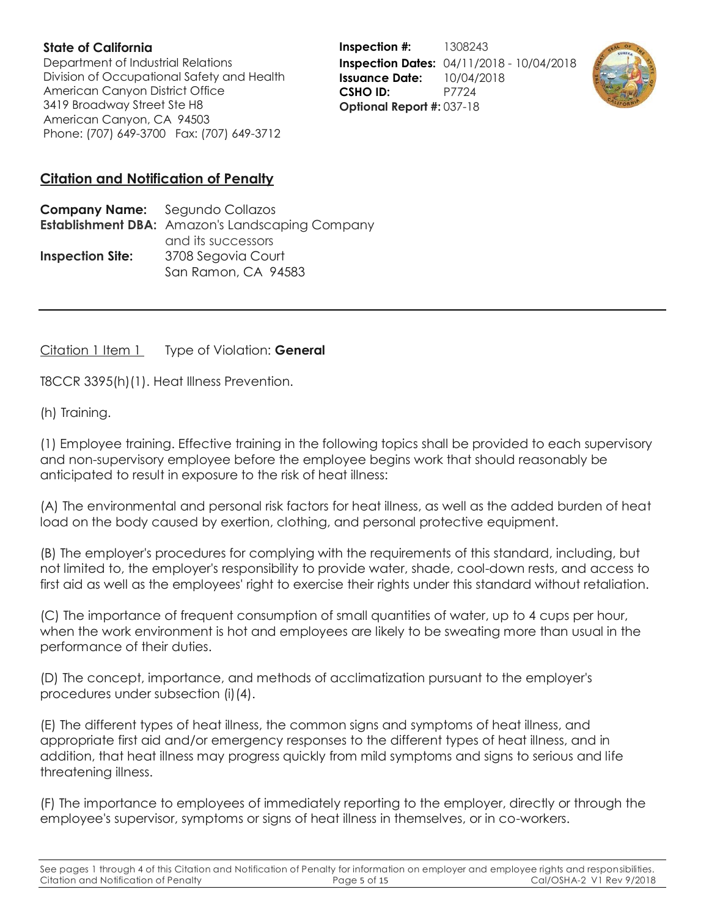**State of California**
Department of Industrial Relations
Division of Occupational Safety and Health
American Canyon District Office
3419 Broadway Street Ste H8
American Canyon, CA 94503
Phone: (707) 649-3700 Fax: (707) 649-3712

**Inspection #:** 1308243
**Inspection Dates:** 04/11/2018 - 10/04/2018
**Issuance Date:** 10/04/2018
**CSHO ID:** P7724
**Optional Report #:** 037-18

## Citation and Notification of Penalty

**Company Name:** Segundo Collazos
**Establishment DBA:** Amazon's Landscaping Company and its successors
**Inspection Site:** 3708 Segovia Court
San Ramon, CA 94583

---

Citation 1 Item 1 Type of Violation: **General**

T8CCR 3395(h)(1). Heat Illness Prevention.

(h) Training.

(1) Employee training. Effective training in the following topics shall be provided to each supervisory and non-supervisory employee before the employee begins work that should reasonably be anticipated to result in exposure to the risk of heat illness:

(A) The environmental and personal risk factors for heat illness, as well as the added burden of heat load on the body caused by exertion, clothing, and personal protective equipment.

(B) The employer's procedures for complying with the requirements of this standard, including, but not limited to, the employer's responsibility to provide water, shade, cool-down rests, and access to first aid as well as the employees' right to exercise their rights under this standard without retaliation.

(C) The importance of frequent consumption of small quantities of water, up to 4 cups per hour, when the work environment is hot and employees are likely to be sweating more than usual in the performance of their duties.

(D) The concept, importance, and methods of acclimatization pursuant to the employer's procedures under subsection (i)(4).

(E) The different types of heat illness, the common signs and symptoms of heat illness, and appropriate first aid and/or emergency responses to the different types of heat illness, and in addition, that heat illness may progress quickly from mild symptoms and signs to serious and life threatening illness.

(F) The importance to employees of immediately reporting to the employer, directly or through the employee's supervisor, symptoms or signs of heat illness in themselves, or in co-workers.

See pages 1 through 4 of this Citation and Notification of Penalty for information on employer and employee rights and responsibilities.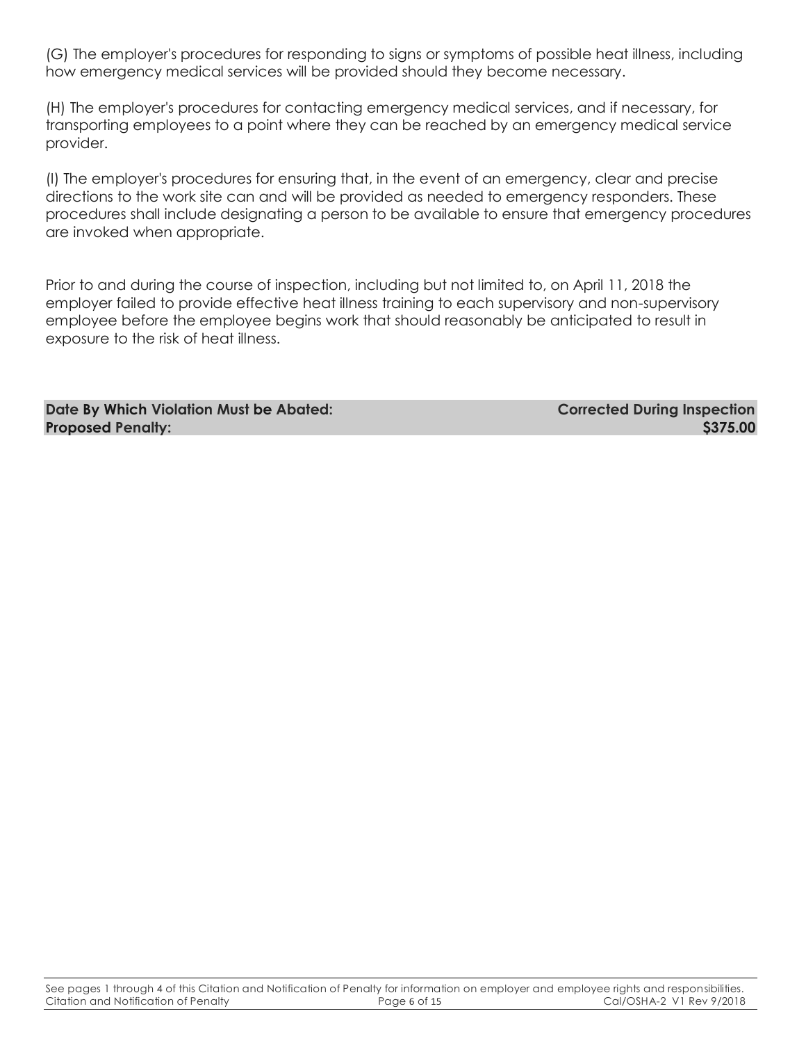(G) The employer's procedures for responding to signs or symptoms of possible heat illness, including how emergency medical services will be provided should they become necessary.

(H) The employer's procedures for contacting emergency medical services, and if necessary, for transporting employees to a point where they can be reached by an emergency medical service provider.

(I) The employer's procedures for ensuring that, in the event of an emergency, clear and precise directions to the work site can and will be provided as needed to emergency responders. These procedures shall include designating a person to be available to ensure that emergency procedures are invoked when appropriate.

Prior to and during the course of inspection, including but not limited to, on April 11, 2018 the employer failed to provide effective heat illness training to each supervisory and non-supervisory employee before the employee begins work that should reasonably be anticipated to result in exposure to the risk of heat illness.

| | |
|---|---|
| **Date By Which Violation Must be Abated:** | **Corrected During Inspection** |
| **Proposed Penalty:** | **$375.00** |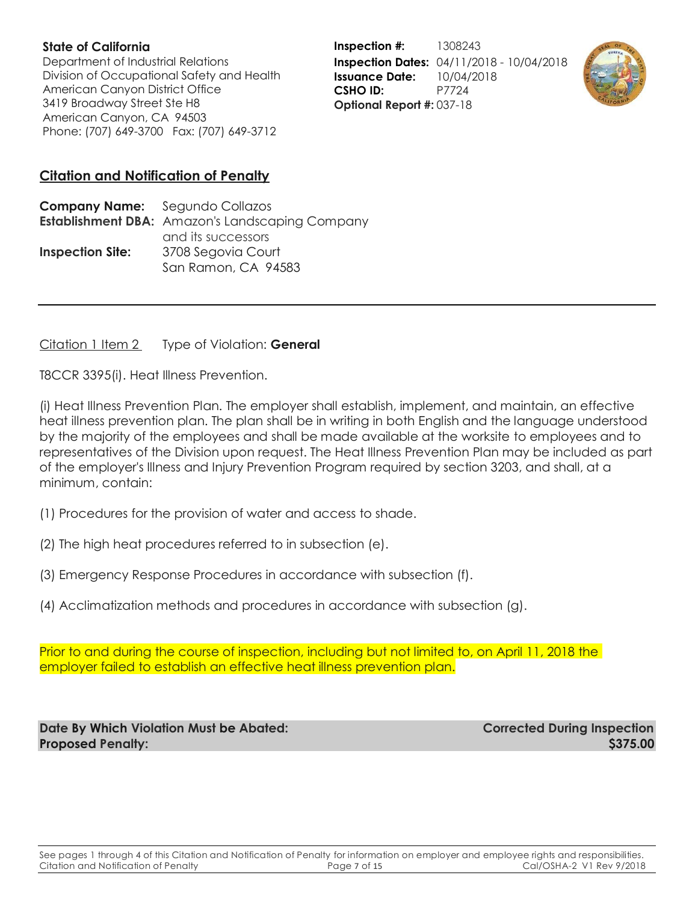**State of California**
Department of Industrial Relations
Division of Occupational Safety and Health
American Canyon District Office
3419 Broadway Street Ste H8
American Canyon, CA 94503
Phone: (707) 649-3700 Fax: (707) 649-3712

**Inspection #:** 1308243
**Inspection Dates:** 04/11/2018 - 10/04/2018
**Issuance Date:** 10/04/2018
**CSHO ID:** P7724
**Optional Report #:** 037-18

## Citation and Notification of Penalty

**Company Name:** Segundo Collazos
**Establishment DBA:** Amazon's Landscaping Company and its successors
**Inspection Site:** 3708 Segovia Court
San Ramon, CA 94583

---

Citation 1 Item 2 Type of Violation: **General**

T8CCR 3395(i). Heat Illness Prevention.

(i) Heat Illness Prevention Plan. The employer shall establish, implement, and maintain, an effective heat illness prevention plan. The plan shall be in writing in both English and the language understood by the majority of the employees and shall be made available at the worksite to employees and to representatives of the Division upon request. The Heat Illness Prevention Plan may be included as part of the employer's Illness and Injury Prevention Program required by section 3203, and shall, at a minimum, contain:

(1) Procedures for the provision of water and access to shade.

(2) The high heat procedures referred to in subsection (e).

(3) Emergency Response Procedures in accordance with subsection (f).

(4) Acclimatization methods and procedures in accordance with subsection (g).

Prior to and during the course of inspection, including but not limited to, on April 11, 2018 the employer failed to establish an effective heat illness prevention plan.

**Date By Which Violation Must be Abated:** **Corrected During Inspection**
**Proposed Penalty:** **$375.00**

See pages 1 through 4 of this Citation and Notification of Penalty for information on employer and employee rights and responsibilities.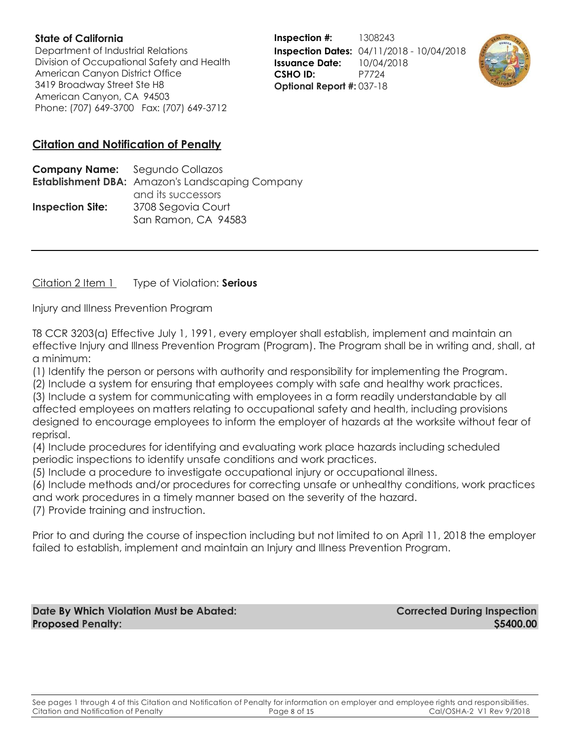**State of California**
Department of Industrial Relations
Division of Occupational Safety and Health
American Canyon District Office
3419 Broadway Street Ste H8
American Canyon, CA 94503
Phone: (707) 649-3700 Fax: (707) 649-3712

**Inspection #:** 1308243
**Inspection Dates:** 04/11/2018 - 10/04/2018
**Issuance Date:** 10/04/2018
**CSHO ID:** P7724
**Optional Report #:** 037-18

## Citation and Notification of Penalty

**Company Name:** Segundo Collazos
**Establishment DBA:** Amazon's Landscaping Company and its successors
**Inspection Site:** 3708 Segovia Court
San Ramon, CA 94583

---

Citation 2 Item 1 Type of Violation: **Serious**

Injury and Illness Prevention Program

T8 CCR 3203(a) Effective July 1, 1991, every employer shall establish, implement and maintain an effective Injury and Illness Prevention Program (Program). The Program shall be in writing and, shall, at a minimum:

(1) Identify the person or persons with authority and responsibility for implementing the Program.
(2) Include a system for ensuring that employees comply with safe and healthy work practices.
(3) Include a system for communicating with employees in a form readily understandable by all affected employees on matters relating to occupational safety and health, including provisions designed to encourage employees to inform the employer of hazards at the worksite without fear of reprisal.
(4) Include procedures for identifying and evaluating work place hazards including scheduled periodic inspections to identify unsafe conditions and work practices.
(5) Include a procedure to investigate occupational injury or occupational illness.
(6) Include methods and/or procedures for correcting unsafe or unhealthy conditions, work practices and work procedures in a timely manner based on the severity of the hazard.
(7) Provide training and instruction.

Prior to and during the course of inspection including but not limited to on April 11, 2018 the employer failed to establish, implement and maintain an Injury and Illness Prevention Program.

**Date By Which Violation Must be Abated:** **Corrected During Inspection**
**Proposed Penalty:** **$5400.00**

See pages 1 through 4 of this Citation and Notification of Penalty for information on employer and employee rights and responsibilities.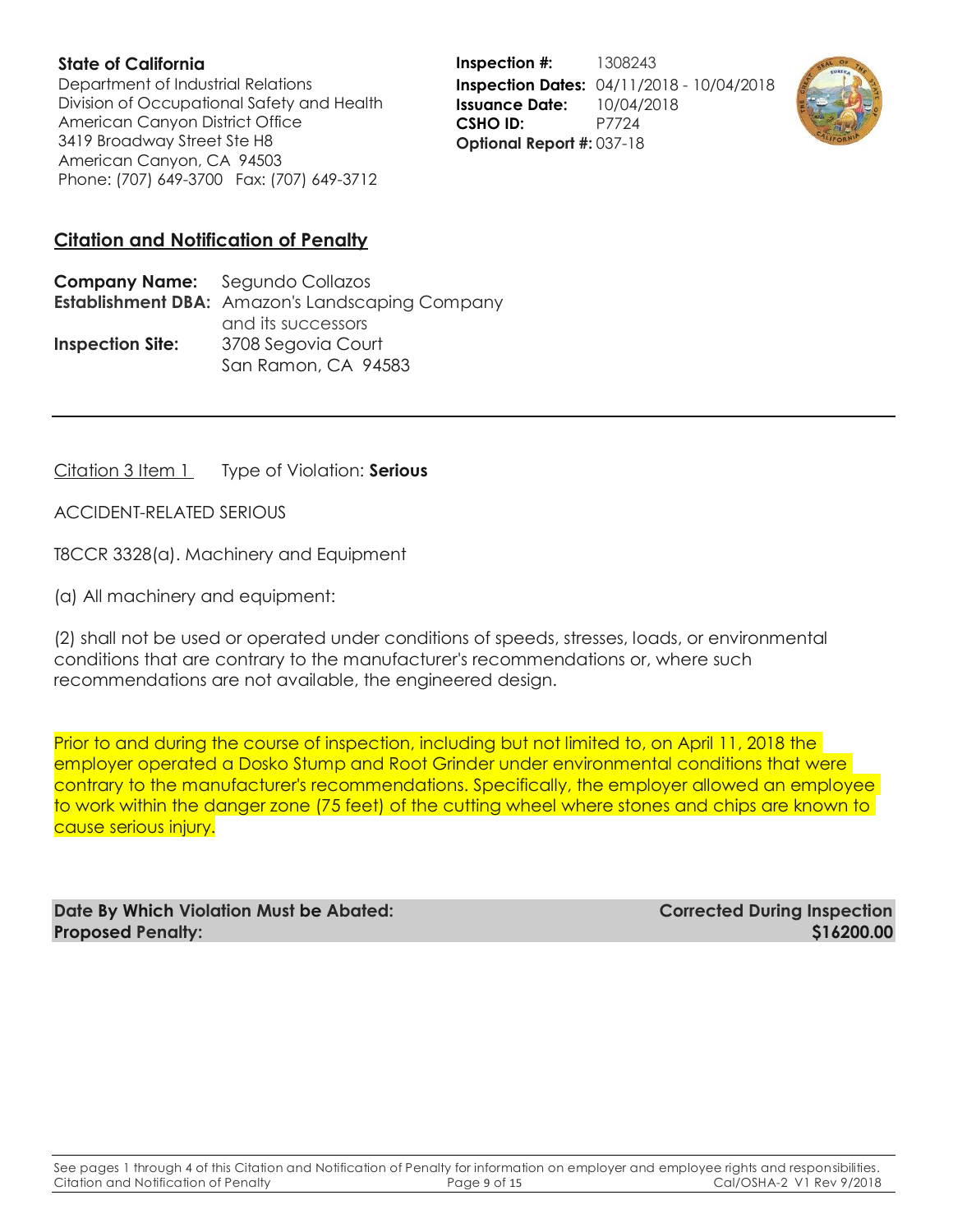**State of California**
Department of Industrial Relations
Division of Occupational Safety and Health
American Canyon District Office
3419 Broadway Street Ste H8
American Canyon, CA 94503
Phone: (707) 649-3700 Fax: (707) 649-3712

**Inspection #:** 1308243
**Inspection Dates:** 04/11/2018 - 10/04/2018
**Issuance Date:** 10/04/2018
**CSHO ID:** P7724
**Optional Report #:** 037-18

## Citation and Notification of Penalty

**Company Name:** Segundo Collazos
**Establishment DBA:** Amazon's Landscaping Company and its successors
**Inspection Site:** 3708 Segovia Court
San Ramon, CA 94583

---

Citation 3 Item 1 Type of Violation: **Serious**

ACCIDENT-RELATED SERIOUS

T8CCR 3328(a). Machinery and Equipment

(a) All machinery and equipment:

(2) shall not be used or operated under conditions of speeds, stresses, loads, or environmental conditions that are contrary to the manufacturer's recommendations or, where such recommendations are not available, the engineered design.

Prior to and during the course of inspection, including but not limited to, on April 11, 2018 the employer operated a Dosko Stump and Root Grinder under environmental conditions that were contrary to the manufacturer's recommendations. Specifically, the employer allowed an employee to work within the danger zone (75 feet) of the cutting wheel where stones and chips are known to cause serious injury.

**Date By Which Violation Must be Abated:** **Corrected During Inspection**
**Proposed Penalty:** **$16200.00**

See pages 1 through 4 of this Citation and Notification of Penalty for information on employer and employee rights and responsibilities.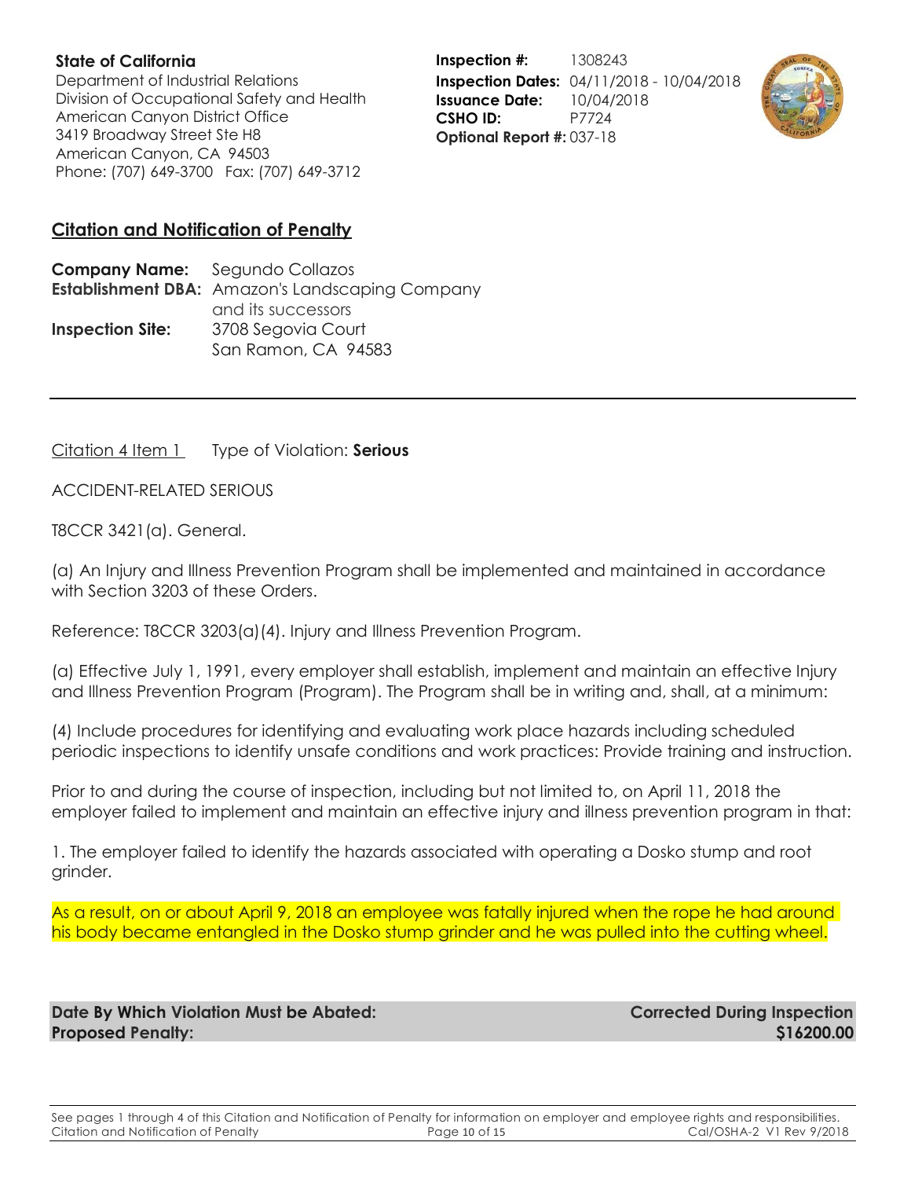**State of California**
Department of Industrial Relations
Division of Occupational Safety and Health
American Canyon District Office
3419 Broadway Street Ste H8
American Canyon, CA 94503
Phone: (707) 649-3700 Fax: (707) 649-3712

**Inspection #:** 1308243
**Inspection Dates:** 04/11/2018 - 10/04/2018
**Issuance Date:** 10/04/2018
**CSHO ID:** P7724
**Optional Report #:** 037-18

## Citation and Notification of Penalty

**Company Name:** Segundo Collazos
**Establishment DBA:** Amazon's Landscaping Company and its successors
**Inspection Site:** 3708 Segovia Court
San Ramon, CA 94583

---

Citation 4 Item 1 Type of Violation: **Serious**

ACCIDENT-RELATED SERIOUS

T8CCR 3421(a). General.

(a) An Injury and Illness Prevention Program shall be implemented and maintained in accordance with Section 3203 of these Orders.

Reference: T8CCR 3203(a)(4). Injury and Illness Prevention Program.

(a) Effective July 1, 1991, every employer shall establish, implement and maintain an effective Injury and Illness Prevention Program (Program). The Program shall be in writing and, shall, at a minimum:

(4) Include procedures for identifying and evaluating work place hazards including scheduled periodic inspections to identify unsafe conditions and work practices: Provide training and instruction.

Prior to and during the course of inspection, including but not limited to, on April 11, 2018 the employer failed to implement and maintain an effective injury and illness prevention program in that:

1. The employer failed to identify the hazards associated with operating a Dosko stump and root grinder.

As a result, on or about April 9, 2018 an employee was fatally injured when the rope he had around his body became entangled in the Dosko stump grinder and he was pulled into the cutting wheel.

**Date By Which Violation Must be Abated:** **Corrected During Inspection**
**Proposed Penalty:** **$16200.00**

See pages 1 through 4 of this Citation and Notification of Penalty for information on employer and employee rights and responsibilities.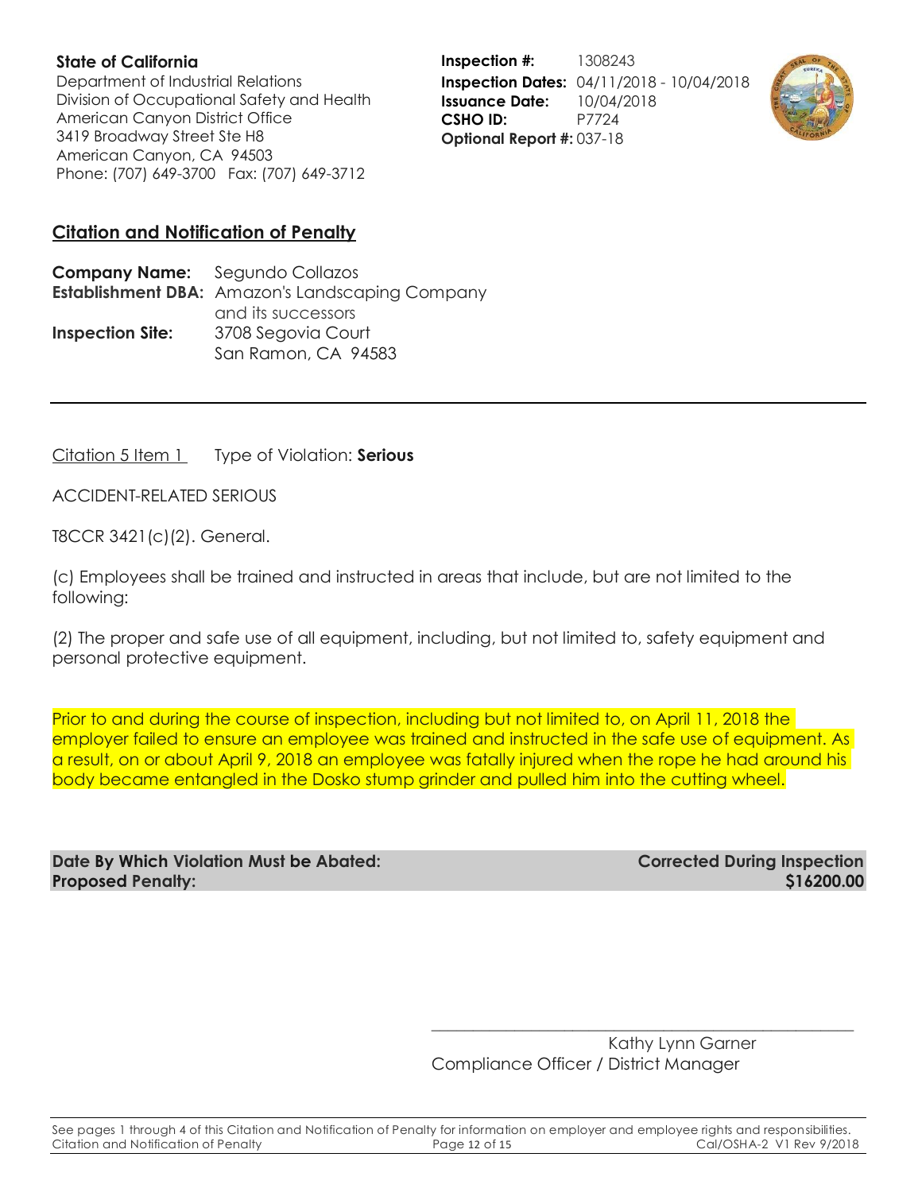**State of California**
Department of Industrial Relations
Division of Occupational Safety and Health
American Canyon District Office
3419 Broadway Street Ste H8
American Canyon, CA 94503
Phone: (707) 649-3700 Fax: (707) 649-3712

**Inspection #:** 1308243
**Inspection Dates:** 04/11/2018 - 10/04/2018
**Issuance Date:** 10/04/2018
**CSHO ID:** P7724
**Optional Report #:** 037-18

## Citation and Notification of Penalty

**Company Name:** Segundo Collazos
**Establishment DBA:** Amazon's Landscaping Company and its successors
**Inspection Site:** 3708 Segovia Court
San Ramon, CA 94583

---

Citation 5 Item 1 Type of Violation: **Serious**

ACCIDENT-RELATED SERIOUS

T8CCR 3421(c)(2). General.

(c) Employees shall be trained and instructed in areas that include, but are not limited to the following:

(2) The proper and safe use of all equipment, including, but not limited to, safety equipment and personal protective equipment.

Prior to and during the course of inspection, including but not limited to, on April 11, 2018 the employer failed to ensure an employee was trained and instructed in the safe use of equipment. As a result, on or about April 9, 2018 an employee was fatally injured when the rope he had around his body became entangled in the Dosko stump grinder and pulled him into the cutting wheel.

| | |
|---|---|
| **Date By Which Violation Must be Abated:** | **Corrected During Inspection** |
| **Proposed Penalty:** | **$16200.00** |

Kathy Lynn Garner
Compliance Officer / District Manager

See pages 1 through 4 of this Citation and Notification of Penalty for information on employer and employee rights and responsibilities.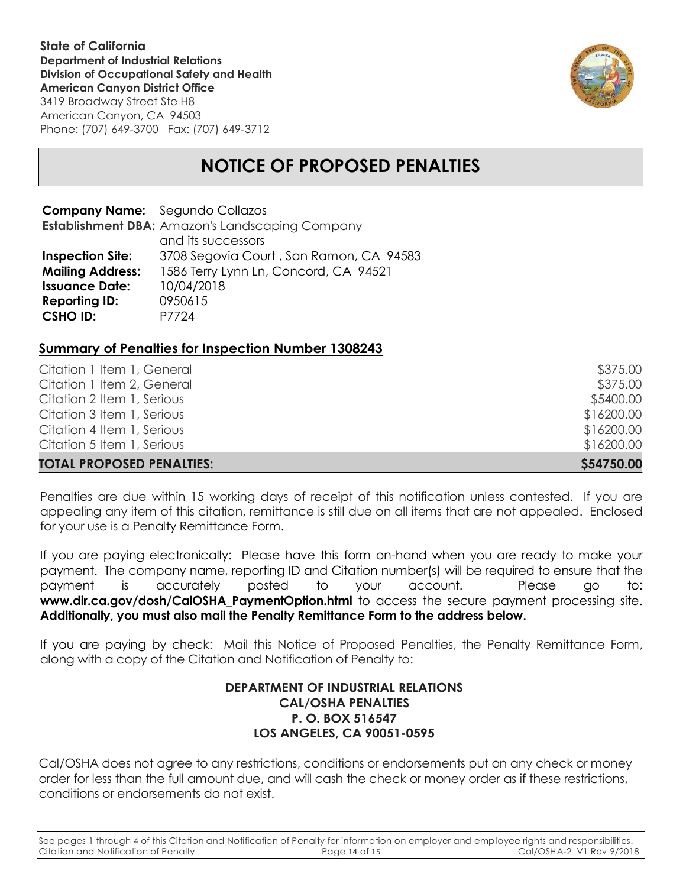**State of California**
**Department of Industrial Relations**
**Division of Occupational Safety and Health**
**American Canyon District Office**
3419 Broadway Street Ste H8
American Canyon, CA 94503
Phone: (707) 649-3700 Fax: (707) 649-3712

# NOTICE OF PROPOSED PENALTIES

**Company Name:** Segundo Collazos
**Establishment DBA:** Amazon's Landscaping Company and its successors
**Inspection Site:** 3708 Segovia Court , San Ramon, CA 94583
**Mailing Address:** 1586 Terry Lynn Ln, Concord, CA 94521
**Issuance Date:** 10/04/2018
**Reporting ID:** 0950615
**CSHO ID:** P7724

## Summary of Penalties for Inspection Number 1308243

| | |
|---|---|
| Citation 1 Item 1, General | $375.00 |
| Citation 1 Item 2, General | $375.00 |
| Citation 2 Item 1, Serious | $5400.00 |
| Citation 3 Item 1, Serious | $16200.00 |
| Citation 4 Item 1, Serious | $16200.00 |
| Citation 5 Item 1, Serious | $16200.00 |
| **TOTAL PROPOSED PENALTIES:** | **$54750.00** |

Penalties are due within 15 working days of receipt of this notification unless contested. If you are appealing any item of this citation, remittance is still due on all items that are not appealed. Enclosed for your use is a Penalty Remittance Form.

If you are paying electronically: Please have this form on-hand when you are ready to make your payment. The company name, reporting ID and Citation number(s) will be required to ensure that the payment is accurately posted to your account. Please go to: **www.dir.ca.gov/dosh/CalOSHA_PaymentOption.html** to access the secure payment processing site. **Additionally, you must also mail the Penalty Remittance Form to the address below.**

If you are paying by check: Mail this Notice of Proposed Penalties, the Penalty Remittance Form, along with a copy of the Citation and Notification of Penalty to:

**DEPARTMENT OF INDUSTRIAL RELATIONS**
**CAL/OSHA PENALTIES**
**P. O. BOX 516547**
**LOS ANGELES, CA 90051-0595**

Cal/OSHA does not agree to any restrictions, conditions or endorsements put on any check or money order for less than the full amount due, and will cash the check or money order as if these restrictions, conditions or endorsements do not exist.

See pages 1 through 4 of this Citation and Notification of Penalty for information on employer and employee rights and responsibilities.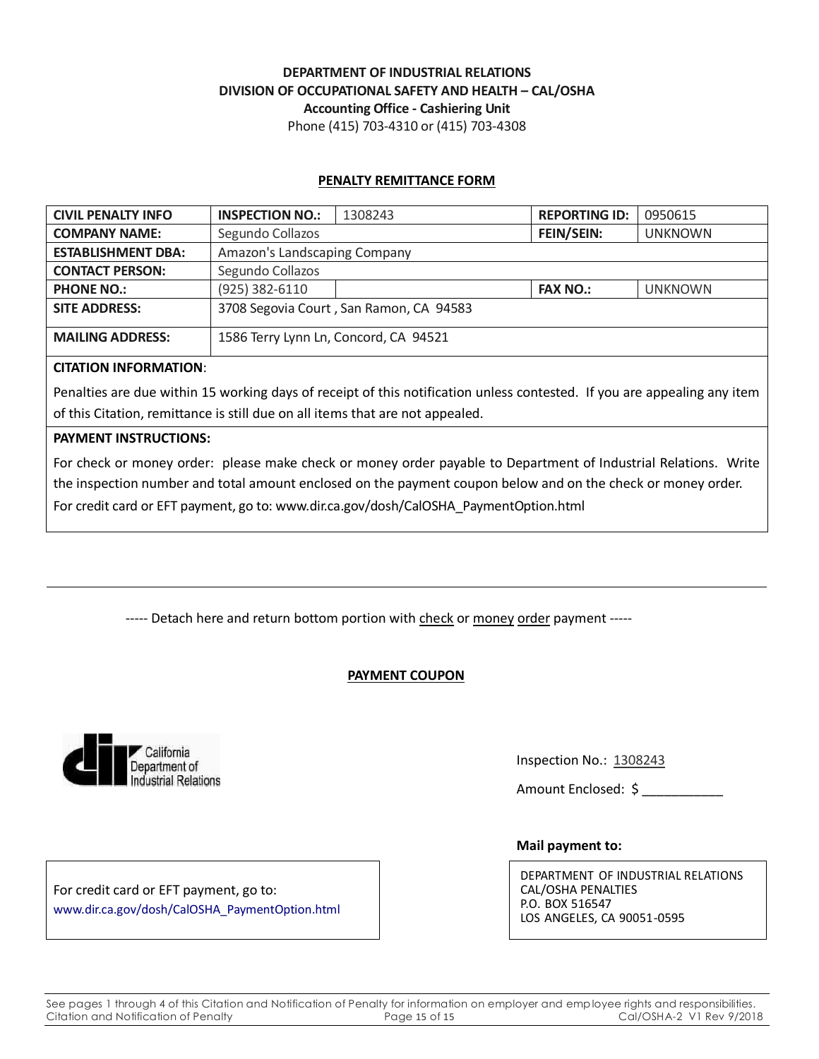**DEPARTMENT OF INDUSTRIAL RELATIONS**
**DIVISION OF OCCUPATIONAL SAFETY AND HEALTH – CAL/OSHA**
**Accounting Office - Cashiering Unit**
Phone (415) 703-4310 or (415) 703-4308

## PENALTY REMITTANCE FORM

| | | | | |
|---|---|---|---|---|
| **CIVIL PENALTY INFO** | **INSPECTION NO.:** | 1308243 | **REPORTING ID:** | 0950615 |
| **COMPANY NAME:** | Segundo Collazos | | **FEIN/SEIN:** | UNKNOWN |
| **ESTABLISHMENT DBA:** | Amazon's Landscaping Company | | | |
| **CONTACT PERSON:** | Segundo Collazos | | | |
| **PHONE NO.:** | (925) 382-6110 | | **FAX NO.:** | UNKNOWN |
| **SITE ADDRESS:** | 3708 Segovia Court , San Ramon, CA 94583 | | | |
| **MAILING ADDRESS:** | 1586 Terry Lynn Ln, Concord, CA 94521 | | | |

**CITATION INFORMATION**:

Penalties are due within 15 working days of receipt of this notification unless contested. If you are appealing any item of this Citation, remittance is still due on all items that are not appealed.

**PAYMENT INSTRUCTIONS:**

For check or money order: please make check or money order payable to Department of Industrial Relations. Write the inspection number and total amount enclosed on the payment coupon below and on the check or money order.
For credit card or EFT payment, go to: www.dir.ca.gov/dosh/CalOSHA_PaymentOption.html

----- Detach here and return bottom portion with check or money order payment -----

## PAYMENT COUPON

California Department of Industrial Relations

Inspection No.: 1308243

Amount Enclosed: $ ___________

For credit card or EFT payment, go to:
www.dir.ca.gov/dosh/CalOSHA_PaymentOption.html

**Mail payment to:**

DEPARTMENT OF INDUSTRIAL RELATIONS
CAL/OSHA PENALTIES
P.O. BOX 516547
LOS ANGELES, CA 90051-0595

See pages 1 through 4 of this Citation and Notification of Penalty for information on employer and employee rights and responsibilities.